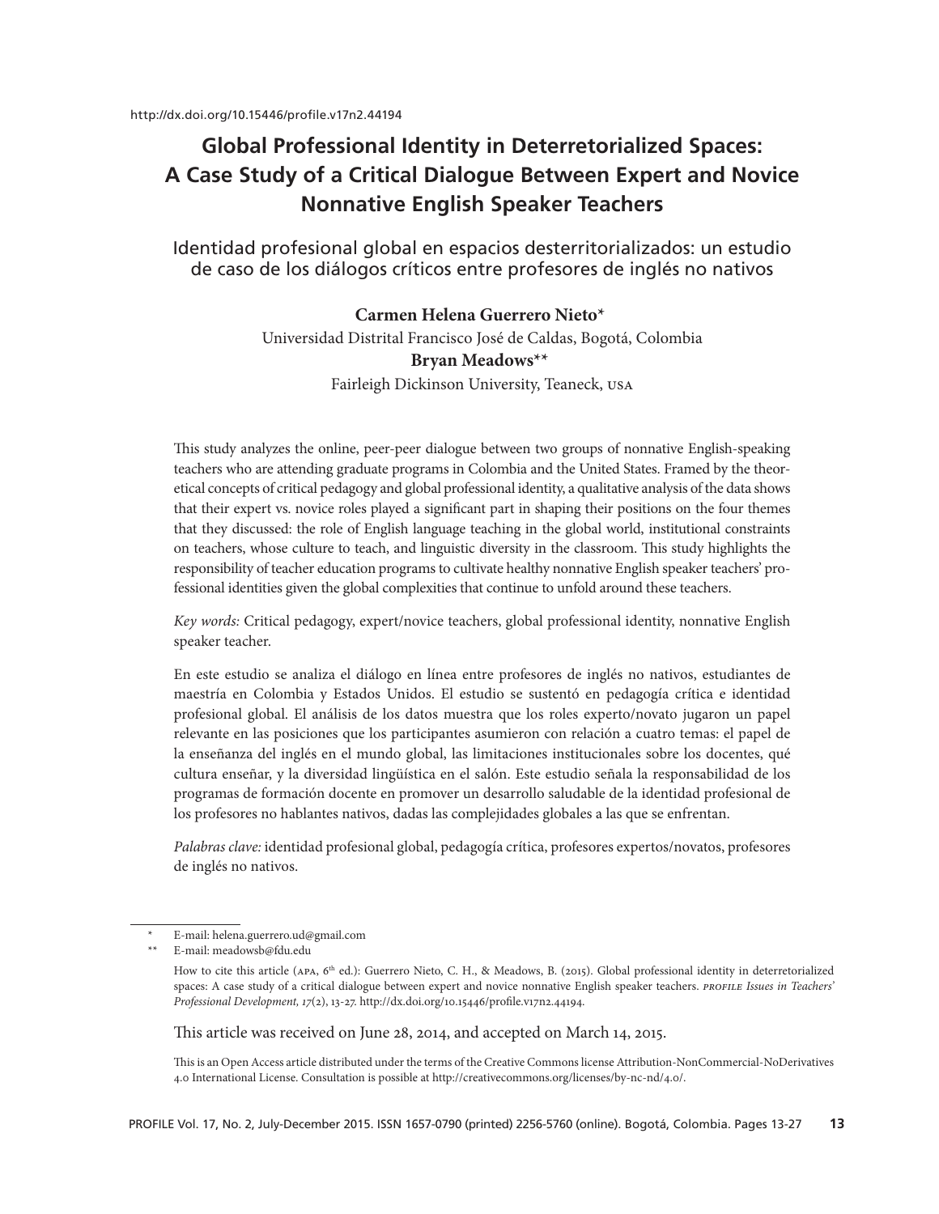http://dx.doi.org/10.15446/profile.v17n2.44194

# Global Professional Identity in Deterretorialized Spaces: A Case Study of a Critical Dialogue Between Expert and Novice Nonnative English Speaker Teachers

## Identidad profesional global en espacios desterritorializados: un estudio de caso de los diálogos críticos entre profesores de inglés no nativos

**Carmen Helena Guerrero Nieto***
Universidad Distrital Francisco José de Caldas, Bogotá, Colombia
**Bryan Meadows****
Fairleigh Dickinson University, Teaneck, USA

This study analyzes the online, peer-peer dialogue between two groups of nonnative English-speaking teachers who are attending graduate programs in Colombia and the United States. Framed by the theoretical concepts of critical pedagogy and global professional identity, a qualitative analysis of the data shows that their expert vs. novice roles played a significant part in shaping their positions on the four themes that they discussed: the role of English language teaching in the global world, institutional constraints on teachers, whose culture to teach, and linguistic diversity in the classroom. This study highlights the responsibility of teacher education programs to cultivate healthy nonnative English speaker teachers' professional identities given the global complexities that continue to unfold around these teachers.

*Key words:* Critical pedagogy, expert/novice teachers, global professional identity, nonnative English speaker teacher.

En este estudio se analiza el diálogo en línea entre profesores de inglés no nativos, estudiantes de maestría en Colombia y Estados Unidos. El estudio se sustentó en pedagogía crítica e identidad profesional global. El análisis de los datos muestra que los roles experto/novato jugaron un papel relevante en las posiciones que los participantes asumieron con relación a cuatro temas: el papel de la enseñanza del inglés en el mundo global, las limitaciones institucionales sobre los docentes, qué cultura enseñar, y la diversidad lingüística en el salón. Este estudio señala la responsabilidad de los programas de formación docente en promover un desarrollo saludable de la identidad profesional de los profesores no hablantes nativos, dadas las complejidades globales a las que se enfrentan.

*Palabras clave:* identidad profesional global, pedagogía crítica, profesores expertos/novatos, profesores de inglés no nativos.

---

\* E-mail: helena.guerrero.ud@gmail.com

\*\* E-mail: meadowsb@fdu.edu

How to cite this article (APA, 6th ed.): Guerrero Nieto, C. H., & Meadows, B. (2015). Global professional identity in deterretorialized spaces: A case study of a critical dialogue between expert and novice nonnative English speaker teachers. *PROFILE Issues in Teachers' Professional Development, 17*(2), 13-27. http://dx.doi.org/10.15446/profile.v17n2.44194.

This article was received on June 28, 2014, and accepted on March 14, 2015.

This is an Open Access article distributed under the terms of the Creative Commons license Attribution-NonCommercial-NoDerivatives 4.0 International License. Consultation is possible at http://creativecommons.org/licenses/by-nc-nd/4.0/.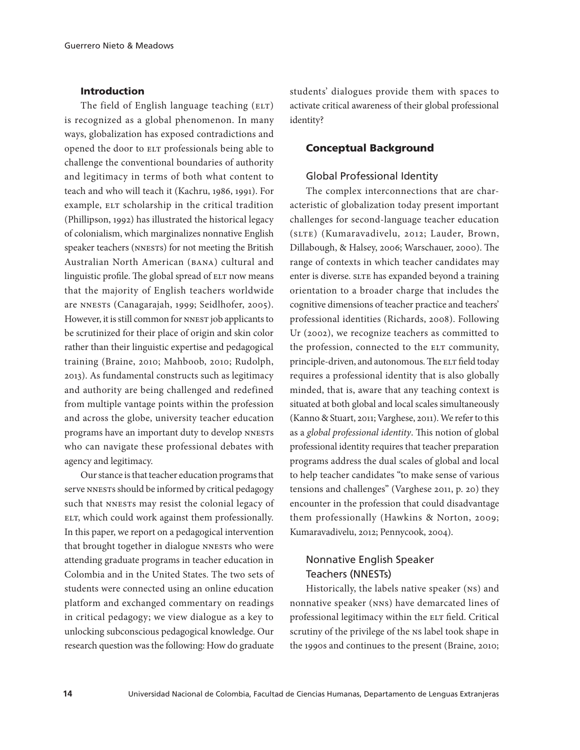## Introduction

The field of English language teaching (ELT) is recognized as a global phenomenon. In many ways, globalization has exposed contradictions and opened the door to ELT professionals being able to challenge the conventional boundaries of authority and legitimacy in terms of both what content to teach and who will teach it (Kachru, 1986, 1991). For example, ELT scholarship in the critical tradition (Phillipson, 1992) has illustrated the historical legacy of colonialism, which marginalizes nonnative English speaker teachers (NNESTs) for not meeting the British Australian North American (BANA) cultural and linguistic profile. The global spread of ELT now means that the majority of English teachers worldwide are NNESTs (Canagarajah, 1999; Seidlhofer, 2005). However, it is still common for NNEST job applicants to be scrutinized for their place of origin and skin color rather than their linguistic expertise and pedagogical training (Braine, 2010; Mahboob, 2010; Rudolph, 2013). As fundamental constructs such as legitimacy and authority are being challenged and redefined from multiple vantage points within the profession and across the globe, university teacher education programs have an important duty to develop NNESTs who can navigate these professional debates with agency and legitimacy.

Our stance is that teacher education programs that serve NNESTs should be informed by critical pedagogy such that NNESTs may resist the colonial legacy of ELT, which could work against them professionally. In this paper, we report on a pedagogical intervention that brought together in dialogue NNESTs who were attending graduate programs in teacher education in Colombia and in the United States. The two sets of students were connected using an online education platform and exchanged commentary on readings in critical pedagogy; we view dialogue as a key to unlocking subconscious pedagogical knowledge. Our research question was the following: How do graduate students' dialogues provide them with spaces to activate critical awareness of their global professional identity?

## Conceptual Background

### Global Professional Identity

The complex interconnections that are characteristic of globalization today present important challenges for second-language teacher education (SLTE) (Kumaravadivelu, 2012; Lauder, Brown, Dillabough, & Halsey, 2006; Warschauer, 2000). The range of contexts in which teacher candidates may enter is diverse. SLTE has expanded beyond a training orientation to a broader charge that includes the cognitive dimensions of teacher practice and teachers' professional identities (Richards, 2008). Following Ur (2002), we recognize teachers as committed to the profession, connected to the ELT community, principle-driven, and autonomous. The ELT field today requires a professional identity that is also globally minded, that is, aware that any teaching context is situated at both global and local scales simultaneously (Kanno & Stuart, 2011; Varghese, 2011). We refer to this as a *global professional identity*. This notion of global professional identity requires that teacher preparation programs address the dual scales of global and local to help teacher candidates "to make sense of various tensions and challenges" (Varghese 2011, p. 20) they encounter in the profession that could disadvantage them professionally (Hawkins & Norton, 2009; Kumaravadivelu, 2012; Pennycook, 2004).

### Nonnative English Speaker Teachers (NNESTs)

Historically, the labels native speaker (NS) and nonnative speaker (NNS) have demarcated lines of professional legitimacy within the ELT field. Critical scrutiny of the privilege of the NS label took shape in the 1990s and continues to the present (Braine, 2010;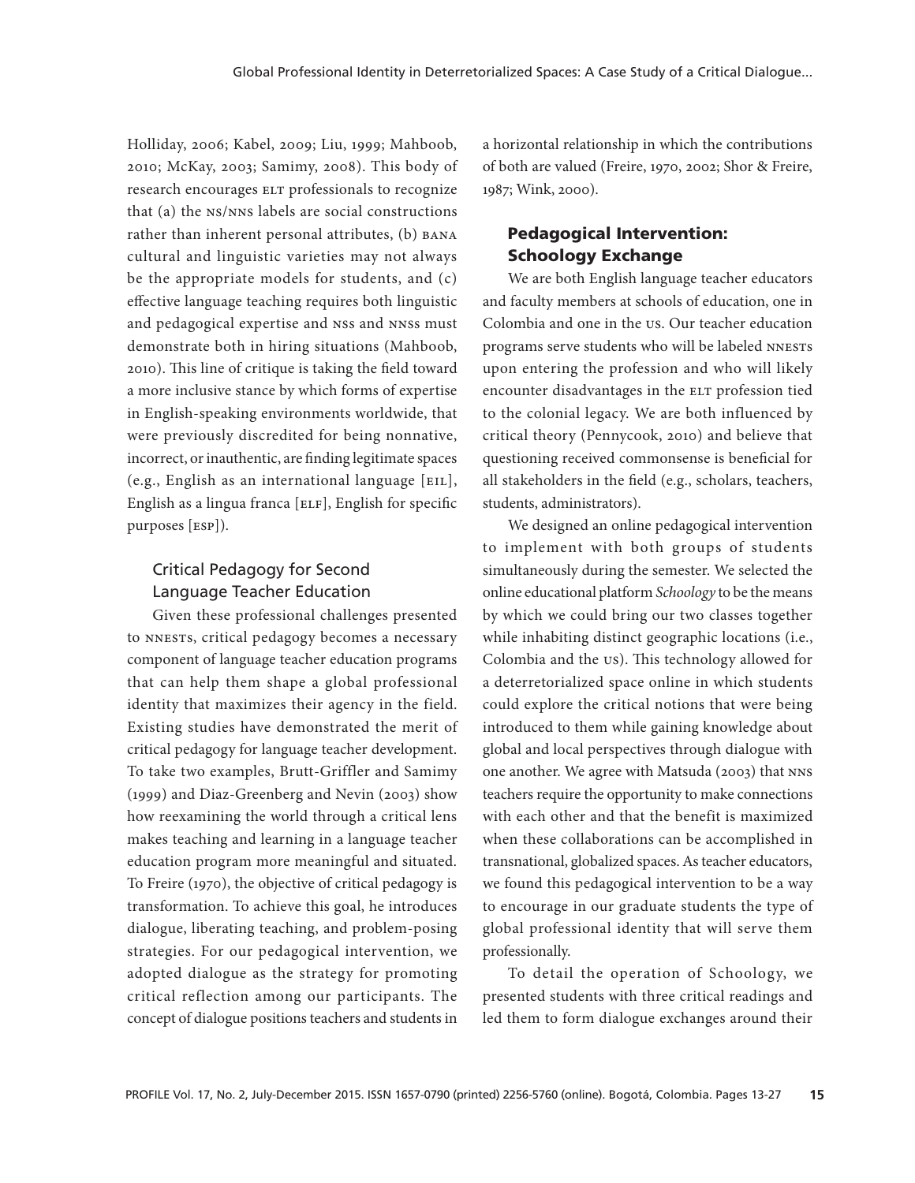Holliday, 2006; Kabel, 2009; Liu, 1999; Mahboob, 2010; McKay, 2003; Samimy, 2008). This body of research encourages ELT professionals to recognize that (a) the NS/NNS labels are social constructions rather than inherent personal attributes, (b) BANA cultural and linguistic varieties may not always be the appropriate models for students, and (c) effective language teaching requires both linguistic and pedagogical expertise and NSs and NNSs must demonstrate both in hiring situations (Mahboob, 2010). This line of critique is taking the field toward a more inclusive stance by which forms of expertise in English-speaking environments worldwide, that were previously discredited for being nonnative, incorrect, or inauthentic, are finding legitimate spaces (e.g., English as an international language [EIL], English as a lingua franca [ELF], English for specific purposes [ESP]).

### Critical Pedagogy for Second Language Teacher Education

Given these professional challenges presented to NNESTs, critical pedagogy becomes a necessary component of language teacher education programs that can help them shape a global professional identity that maximizes their agency in the field. Existing studies have demonstrated the merit of critical pedagogy for language teacher development. To take two examples, Brutt-Griffler and Samimy (1999) and Diaz-Greenberg and Nevin (2003) show how reexamining the world through a critical lens makes teaching and learning in a language teacher education program more meaningful and situated. To Freire (1970), the objective of critical pedagogy is transformation. To achieve this goal, he introduces dialogue, liberating teaching, and problem-posing strategies. For our pedagogical intervention, we adopted dialogue as the strategy for promoting critical reflection among our participants. The concept of dialogue positions teachers and students in a horizontal relationship in which the contributions of both are valued (Freire, 1970, 2002; Shor & Freire, 1987; Wink, 2000).

## Pedagogical Intervention: Schoology Exchange

We are both English language teacher educators and faculty members at schools of education, one in Colombia and one in the US. Our teacher education programs serve students who will be labeled NNESTs upon entering the profession and who will likely encounter disadvantages in the ELT profession tied to the colonial legacy. We are both influenced by critical theory (Pennycook, 2010) and believe that questioning received commonsense is beneficial for all stakeholders in the field (e.g., scholars, teachers, students, administrators).

We designed an online pedagogical intervention to implement with both groups of students simultaneously during the semester. We selected the online educational platform *Schoology* to be the means by which we could bring our two classes together while inhabiting distinct geographic locations (i.e., Colombia and the US). This technology allowed for a deterretorialized space online in which students could explore the critical notions that were being introduced to them while gaining knowledge about global and local perspectives through dialogue with one another. We agree with Matsuda (2003) that NNS teachers require the opportunity to make connections with each other and that the benefit is maximized when these collaborations can be accomplished in transnational, globalized spaces. As teacher educators, we found this pedagogical intervention to be a way to encourage in our graduate students the type of global professional identity that will serve them professionally.

To detail the operation of Schoology, we presented students with three critical readings and led them to form dialogue exchanges around their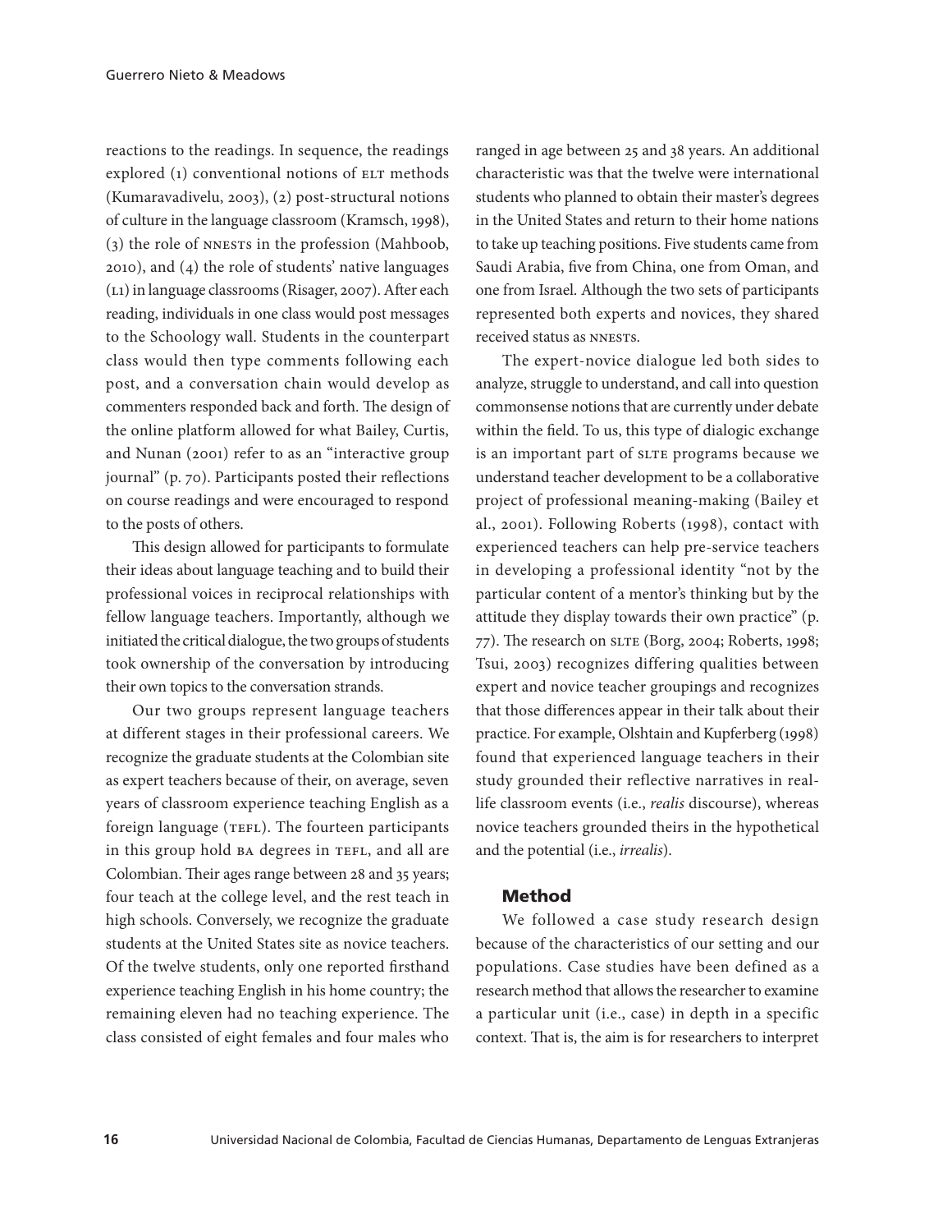reactions to the readings. In sequence, the readings explored (1) conventional notions of ELT methods (Kumaravadivelu, 2003), (2) post-structural notions of culture in the language classroom (Kramsch, 1998), (3) the role of NNESTs in the profession (Mahboob, 2010), and (4) the role of students' native languages (L1) in language classrooms (Risager, 2007). After each reading, individuals in one class would post messages to the Schoology wall. Students in the counterpart class would then type comments following each post, and a conversation chain would develop as commenters responded back and forth. The design of the online platform allowed for what Bailey, Curtis, and Nunan (2001) refer to as an "interactive group journal" (p. 70). Participants posted their reflections on course readings and were encouraged to respond to the posts of others.

This design allowed for participants to formulate their ideas about language teaching and to build their professional voices in reciprocal relationships with fellow language teachers. Importantly, although we initiated the critical dialogue, the two groups of students took ownership of the conversation by introducing their own topics to the conversation strands.

Our two groups represent language teachers at different stages in their professional careers. We recognize the graduate students at the Colombian site as expert teachers because of their, on average, seven years of classroom experience teaching English as a foreign language (TEFL). The fourteen participants in this group hold BA degrees in TEFL, and all are Colombian. Their ages range between 28 and 35 years; four teach at the college level, and the rest teach in high schools. Conversely, we recognize the graduate students at the United States site as novice teachers. Of the twelve students, only one reported firsthand experience teaching English in his home country; the remaining eleven had no teaching experience. The class consisted of eight females and four males who ranged in age between 25 and 38 years. An additional characteristic was that the twelve were international students who planned to obtain their master's degrees in the United States and return to their home nations to take up teaching positions. Five students came from Saudi Arabia, five from China, one from Oman, and one from Israel. Although the two sets of participants represented both experts and novices, they shared received status as NNESTs.

The expert-novice dialogue led both sides to analyze, struggle to understand, and call into question commonsense notions that are currently under debate within the field. To us, this type of dialogic exchange is an important part of SLTE programs because we understand teacher development to be a collaborative project of professional meaning-making (Bailey et al., 2001). Following Roberts (1998), contact with experienced teachers can help pre-service teachers in developing a professional identity "not by the particular content of a mentor's thinking but by the attitude they display towards their own practice" (p. 77). The research on SLTE (Borg, 2004; Roberts, 1998; Tsui, 2003) recognizes differing qualities between expert and novice teacher groupings and recognizes that those differences appear in their talk about their practice. For example, Olshtain and Kupferberg (1998) found that experienced language teachers in their study grounded their reflective narratives in real-life classroom events (i.e., *realis* discourse), whereas novice teachers grounded theirs in the hypothetical and the potential (i.e., *irrealis*).

## Method

We followed a case study research design because of the characteristics of our setting and our populations. Case studies have been defined as a research method that allows the researcher to examine a particular unit (i.e., case) in depth in a specific context. That is, the aim is for researchers to interpret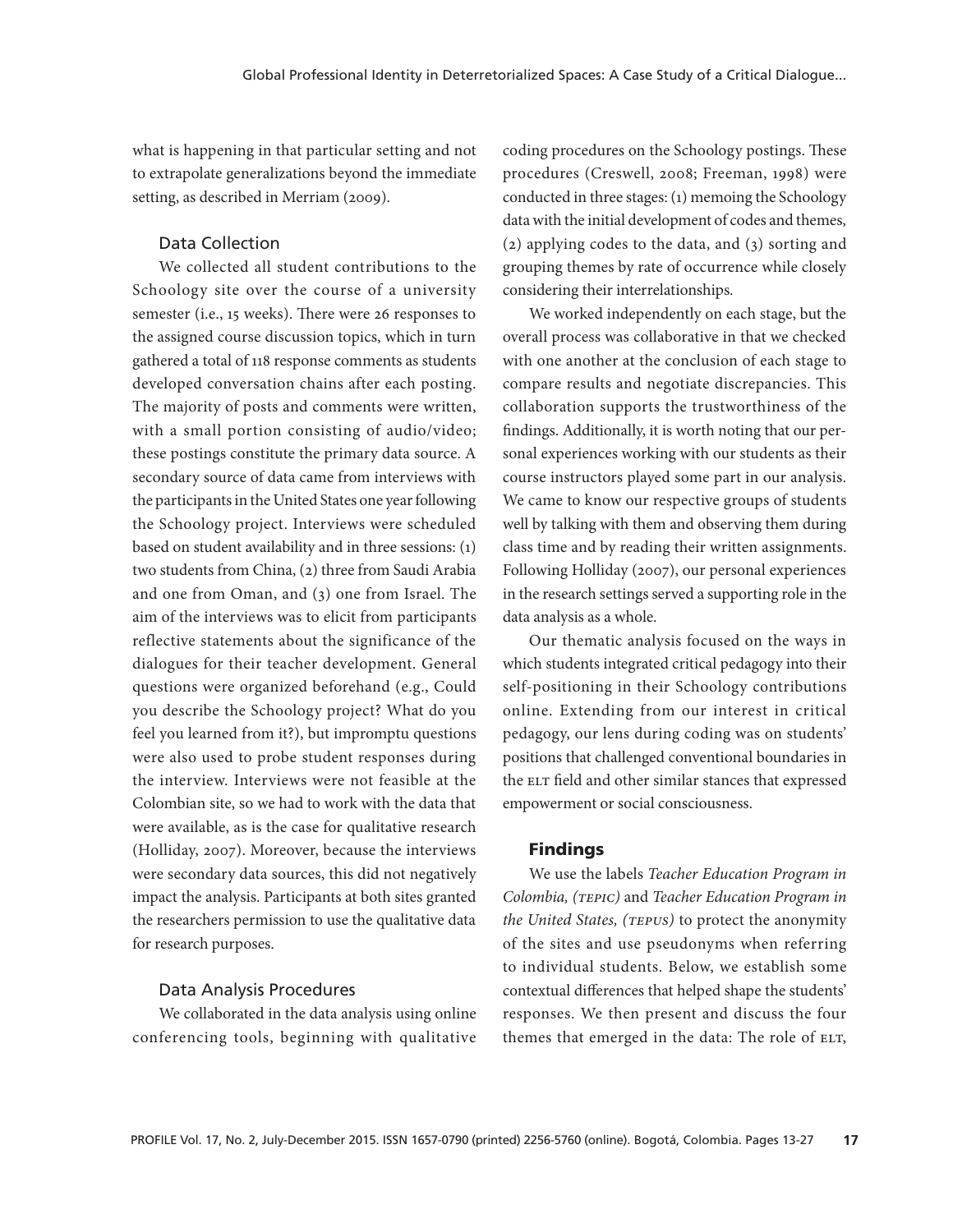what is happening in that particular setting and not to extrapolate generalizations beyond the immediate setting, as described in Merriam (2009).

### Data Collection

We collected all student contributions to the Schoology site over the course of a university semester (i.e., 15 weeks). There were 26 responses to the assigned course discussion topics, which in turn gathered a total of 118 response comments as students developed conversation chains after each posting. The majority of posts and comments were written, with a small portion consisting of audio/video; these postings constitute the primary data source. A secondary source of data came from interviews with the participants in the United States one year following the Schoology project. Interviews were scheduled based on student availability and in three sessions: (1) two students from China, (2) three from Saudi Arabia and one from Oman, and (3) one from Israel. The aim of the interviews was to elicit from participants reflective statements about the significance of the dialogues for their teacher development. General questions were organized beforehand (e.g., Could you describe the Schoology project? What do you feel you learned from it?), but impromptu questions were also used to probe student responses during the interview. Interviews were not feasible at the Colombian site, so we had to work with the data that were available, as is the case for qualitative research (Holliday, 2007). Moreover, because the interviews were secondary data sources, this did not negatively impact the analysis. Participants at both sites granted the researchers permission to use the qualitative data for research purposes.

### Data Analysis Procedures

We collaborated in the data analysis using online conferencing tools, beginning with qualitative coding procedures on the Schoology postings. These procedures (Creswell, 2008; Freeman, 1998) were conducted in three stages: (1) memoing the Schoology data with the initial development of codes and themes, (2) applying codes to the data, and (3) sorting and grouping themes by rate of occurrence while closely considering their interrelationships.

We worked independently on each stage, but the overall process was collaborative in that we checked with one another at the conclusion of each stage to compare results and negotiate discrepancies. This collaboration supports the trustworthiness of the findings. Additionally, it is worth noting that our personal experiences working with our students as their course instructors played some part in our analysis. We came to know our respective groups of students well by talking with them and observing them during class time and by reading their written assignments. Following Holliday (2007), our personal experiences in the research settings served a supporting role in the data analysis as a whole.

Our thematic analysis focused on the ways in which students integrated critical pedagogy into their self-positioning in their Schoology contributions online. Extending from our interest in critical pedagogy, our lens during coding was on students' positions that challenged conventional boundaries in the ELT field and other similar stances that expressed empowerment or social consciousness.

## Findings

We use the labels *Teacher Education Program in Colombia, (TEPIC)* and *Teacher Education Program in the United States, (TEPUS)* to protect the anonymity of the sites and use pseudonyms when referring to individual students. Below, we establish some contextual differences that helped shape the students' responses. We then present and discuss the four themes that emerged in the data: The role of ELT,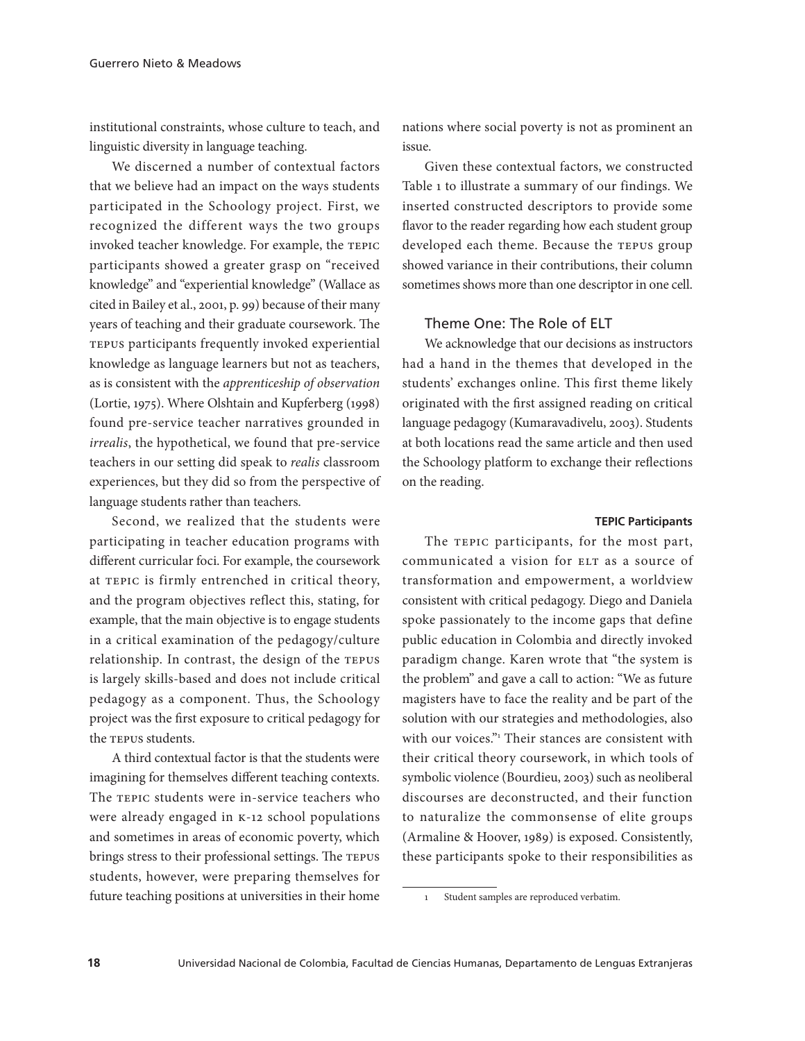institutional constraints, whose culture to teach, and linguistic diversity in language teaching.

We discerned a number of contextual factors that we believe had an impact on the ways students participated in the Schoology project. First, we recognized the different ways the two groups invoked teacher knowledge. For example, the TEPIC participants showed a greater grasp on "received knowledge" and "experiential knowledge" (Wallace as cited in Bailey et al., 2001, p. 99) because of their many years of teaching and their graduate coursework. The TEPUS participants frequently invoked experiential knowledge as language learners but not as teachers, as is consistent with the *apprenticeship of observation* (Lortie, 1975). Where Olshtain and Kupferberg (1998) found pre-service teacher narratives grounded in *irrealis*, the hypothetical, we found that pre-service teachers in our setting did speak to *realis* classroom experiences, but they did so from the perspective of language students rather than teachers.

Second, we realized that the students were participating in teacher education programs with different curricular foci. For example, the coursework at TEPIC is firmly entrenched in critical theory, and the program objectives reflect this, stating, for example, that the main objective is to engage students in a critical examination of the pedagogy/culture relationship. In contrast, the design of the TEPUS is largely skills-based and does not include critical pedagogy as a component. Thus, the Schoology project was the first exposure to critical pedagogy for the TEPUS students.

A third contextual factor is that the students were imagining for themselves different teaching contexts. The TEPIC students were in-service teachers who were already engaged in K-12 school populations and sometimes in areas of economic poverty, which brings stress to their professional settings. The TEPUS students, however, were preparing themselves for future teaching positions at universities in their home nations where social poverty is not as prominent an issue.

Given these contextual factors, we constructed Table 1 to illustrate a summary of our findings. We inserted constructed descriptors to provide some flavor to the reader regarding how each student group developed each theme. Because the TEPUS group showed variance in their contributions, their column sometimes shows more than one descriptor in one cell.

## Theme One: The Role of ELT

We acknowledge that our decisions as instructors had a hand in the themes that developed in the students' exchanges online. This first theme likely originated with the first assigned reading on critical language pedagogy (Kumaravadivelu, 2003). Students at both locations read the same article and then used the Schoology platform to exchange their reflections on the reading.

#### TEPIC Participants

The TEPIC participants, for the most part, communicated a vision for ELT as a source of transformation and empowerment, a worldview consistent with critical pedagogy. Diego and Daniela spoke passionately to the income gaps that define public education in Colombia and directly invoked paradigm change. Karen wrote that "the system is the problem" and gave a call to action: "We as future magisters have to face the reality and be part of the solution with our strategies and methodologies, also with our voices."[1] Their stances are consistent with their critical theory coursework, in which tools of symbolic violence (Bourdieu, 2003) such as neoliberal discourses are deconstructed, and their function to naturalize the commonsense of elite groups (Armaline & Hoover, 1989) is exposed. Consistently, these participants spoke to their responsibilities as

[1] Student samples are reproduced verbatim.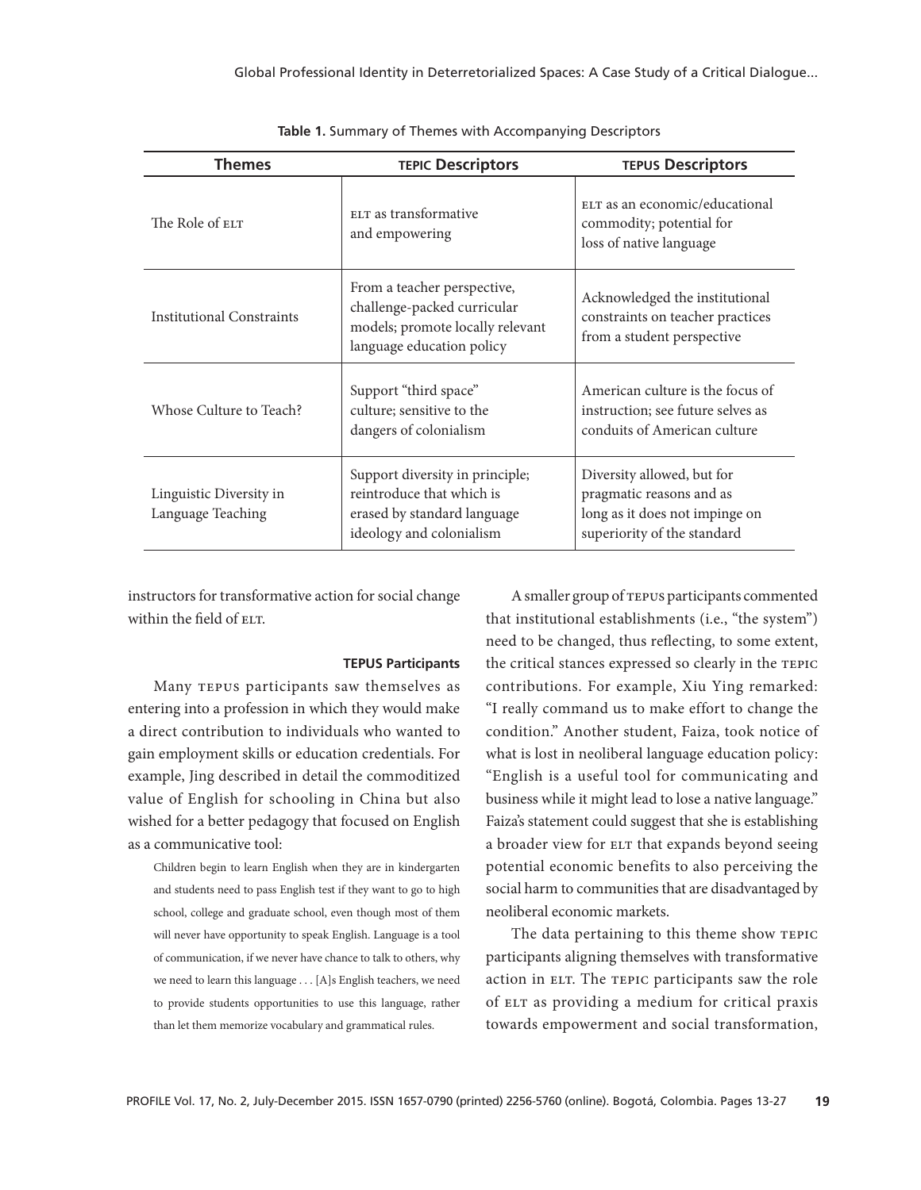**Table 1.** Summary of Themes with Accompanying Descriptors

| Themes | TEPIC Descriptors | TEPUS Descriptors |
|---|---|---|
| The Role of ELT | ELT as transformative and empowering | ELT as an economic/educational commodity; potential for loss of native language |
| Institutional Constraints | From a teacher perspective, challenge-packed curricular models; promote locally relevant language education policy | Acknowledged the institutional constraints on teacher practices from a student perspective |
| Whose Culture to Teach? | Support "third space" culture; sensitive to the dangers of colonialism | American culture is the focus of instruction; see future selves as conduits of American culture |
| Linguistic Diversity in Language Teaching | Support diversity in principle; reintroduce that which is erased by standard language ideology and colonialism | Diversity allowed, but for pragmatic reasons and as long as it does not impinge on superiority of the standard |

instructors for transformative action for social change within the field of ELT.

#### TEPUS Participants

Many TEPUS participants saw themselves as entering into a profession in which they would make a direct contribution to individuals who wanted to gain employment skills or education credentials. For example, Jing described in detail the commoditized value of English for schooling in China but also wished for a better pedagogy that focused on English as a communicative tool:

> Children begin to learn English when they are in kindergarten and students need to pass English test if they want to go to high school, college and graduate school, even though most of them will never have opportunity to speak English. Language is a tool of communication, if we never have chance to talk to others, why we need to learn this language . . . [A]s English teachers, we need to provide students opportunities to use this language, rather than let them memorize vocabulary and grammatical rules.

A smaller group of TEPUS participants commented that institutional establishments (i.e., "the system") need to be changed, thus reflecting, to some extent, the critical stances expressed so clearly in the TEPIC contributions. For example, Xiu Ying remarked: "I really command us to make effort to change the condition." Another student, Faiza, took notice of what is lost in neoliberal language education policy: "English is a useful tool for communicating and business while it might lead to lose a native language." Faiza's statement could suggest that she is establishing a broader view for ELT that expands beyond seeing potential economic benefits to also perceiving the social harm to communities that are disadvantaged by neoliberal economic markets.

The data pertaining to this theme show TEPIC participants aligning themselves with transformative action in ELT. The TEPIC participants saw the role of ELT as providing a medium for critical praxis towards empowerment and social transformation,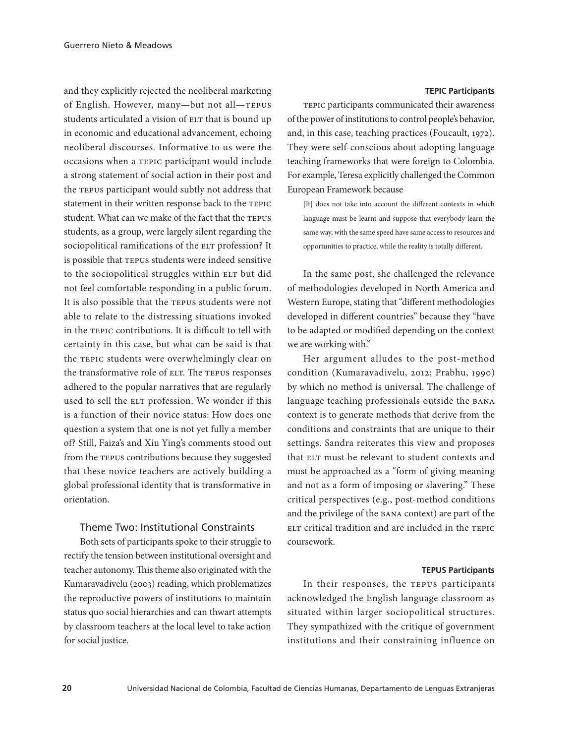and they explicitly rejected the neoliberal marketing of English. However, many—but not all—TEPUS students articulated a vision of ELT that is bound up in economic and educational advancement, echoing neoliberal discourses. Informative to us were the occasions when a TEPIC participant would include a strong statement of social action in their post and the TEPUS participant would subtly not address that statement in their written response back to the TEPIC student. What can we make of the fact that the TEPUS students, as a group, were largely silent regarding the sociopolitical ramifications of the ELT profession? It is possible that TEPUS students were indeed sensitive to the sociopolitical struggles within ELT but did not feel comfortable responding in a public forum. It is also possible that the TEPUS students were not able to relate to the distressing situations invoked in the TEPIC contributions. It is difficult to tell with certainty in this case, but what can be said is that the TEPIC students were overwhelmingly clear on the transformative role of ELT. The TEPUS responses adhered to the popular narratives that are regularly used to sell the ELT profession. We wonder if this is a function of their novice status: How does one question a system that one is not yet fully a member of? Still, Faiza's and Xiu Ying's comments stood out from the TEPUS contributions because they suggested that these novice teachers are actively building a global professional identity that is transformative in orientation.

### Theme Two: Institutional Constraints

Both sets of participants spoke to their struggle to rectify the tension between institutional oversight and teacher autonomy. This theme also originated with the Kumaravadivelu (2003) reading, which problematizes the reproductive powers of institutions to maintain status quo social hierarchies and can thwart attempts by classroom teachers at the local level to take action for social justice.

#### TEPIC Participants

TEPIC participants communicated their awareness of the power of institutions to control people's behavior, and, in this case, teaching practices (Foucault, 1972). They were self-conscious about adopting language teaching frameworks that were foreign to Colombia. For example, Teresa explicitly challenged the Common European Framework because

> [It] does not take into account the different contexts in which language must be learnt and suppose that everybody learn the same way, with the same speed have same access to resources and opportunities to practice, while the reality is totally different.

In the same post, she challenged the relevance of methodologies developed in North America and Western Europe, stating that "different methodologies developed in different countries" because they "have to be adapted or modified depending on the context we are working with."

Her argument alludes to the post-method condition (Kumaravadivelu, 2012; Prabhu, 1990) by which no method is universal. The challenge of language teaching professionals outside the BANA context is to generate methods that derive from the conditions and constraints that are unique to their settings. Sandra reiterates this view and proposes that ELT must be relevant to student contexts and must be approached as a "form of giving meaning and not as a form of imposing or slavering." These critical perspectives (e.g., post-method conditions and the privilege of the BANA context) are part of the ELT critical tradition and are included in the TEPIC coursework.

#### TEPUS Participants

In their responses, the TEPUS participants acknowledged the English language classroom as situated within larger sociopolitical structures. They sympathized with the critique of government institutions and their constraining influence on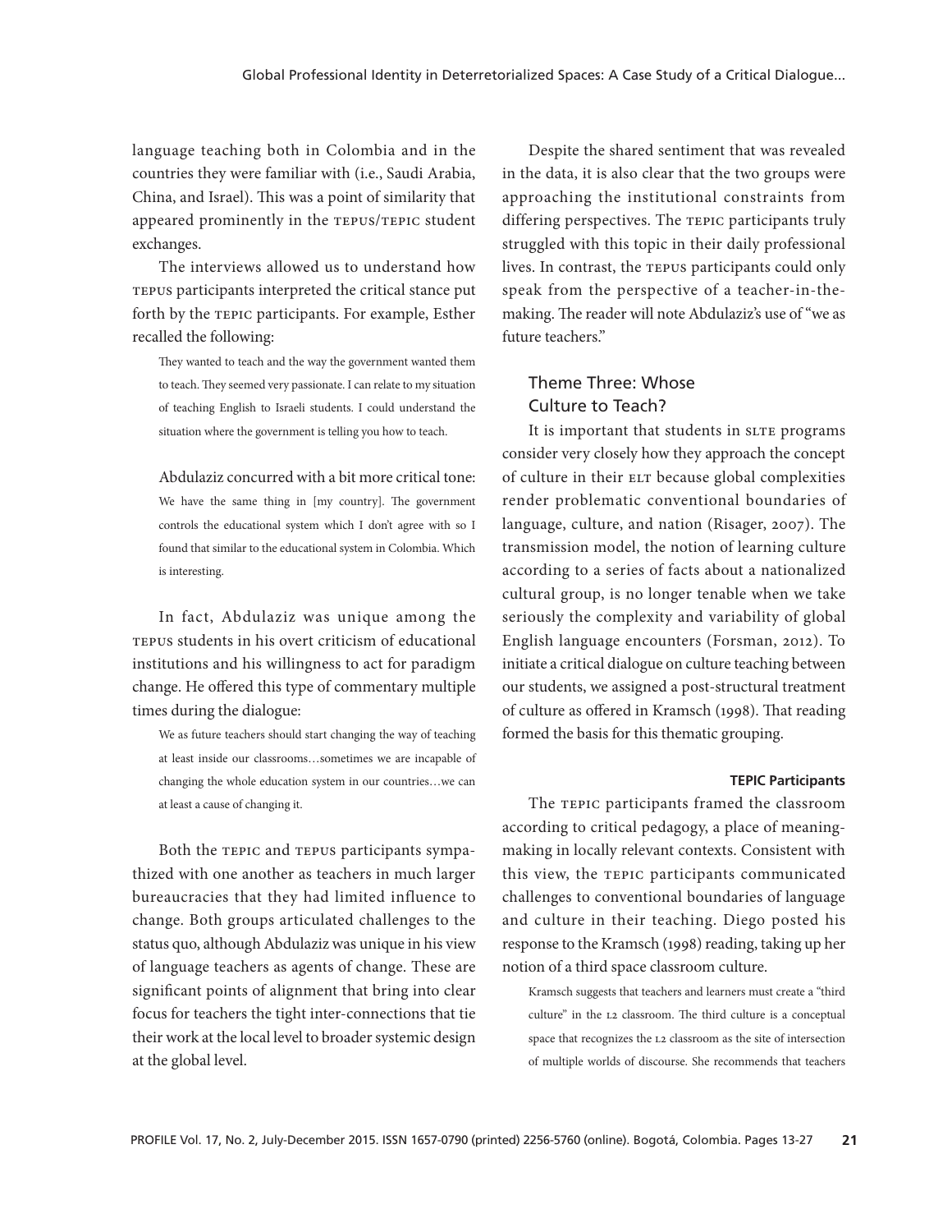language teaching both in Colombia and in the countries they were familiar with (i.e., Saudi Arabia, China, and Israel). This was a point of similarity that appeared prominently in the TEPUS/TEPIC student exchanges.

The interviews allowed us to understand how TEPUS participants interpreted the critical stance put forth by the TEPIC participants. For example, Esther recalled the following:

> They wanted to teach and the way the government wanted them to teach. They seemed very passionate. I can relate to my situation of teaching English to Israeli students. I could understand the situation where the government is telling you how to teach.

Abdulaziz concurred with a bit more critical tone:

> We have the same thing in [my country]. The government controls the educational system which I don't agree with so I found that similar to the educational system in Colombia. Which is interesting.

In fact, Abdulaziz was unique among the TEPUS students in his overt criticism of educational institutions and his willingness to act for paradigm change. He offered this type of commentary multiple times during the dialogue:

> We as future teachers should start changing the way of teaching at least inside our classrooms…sometimes we are incapable of changing the whole education system in our countries…we can at least a cause of changing it.

Both the TEPIC and TEPUS participants sympathized with one another as teachers in much larger bureaucracies that they had limited influence to change. Both groups articulated challenges to the status quo, although Abdulaziz was unique in his view of language teachers as agents of change. These are significant points of alignment that bring into clear focus for teachers the tight inter-connections that tie their work at the local level to broader systemic design at the global level.

Despite the shared sentiment that was revealed in the data, it is also clear that the two groups were approaching the institutional constraints from differing perspectives. The TEPIC participants truly struggled with this topic in their daily professional lives. In contrast, the TEPUS participants could only speak from the perspective of a teacher-in-the-making. The reader will note Abdulaziz's use of "we as future teachers."

## Theme Three: Whose Culture to Teach?

It is important that students in SLTE programs consider very closely how they approach the concept of culture in their ELT because global complexities render problematic conventional boundaries of language, culture, and nation (Risager, 2007). The transmission model, the notion of learning culture according to a series of facts about a nationalized cultural group, is no longer tenable when we take seriously the complexity and variability of global English language encounters (Forsman, 2012). To initiate a critical dialogue on culture teaching between our students, we assigned a post-structural treatment of culture as offered in Kramsch (1998). That reading formed the basis for this thematic grouping.

### TEPIC Participants

The TEPIC participants framed the classroom according to critical pedagogy, a place of meaning-making in locally relevant contexts. Consistent with this view, the TEPIC participants communicated challenges to conventional boundaries of language and culture in their teaching. Diego posted his response to the Kramsch (1998) reading, taking up her notion of a third space classroom culture.

> Kramsch suggests that teachers and learners must create a "third culture" in the L2 classroom. The third culture is a conceptual space that recognizes the L2 classroom as the site of intersection of multiple worlds of discourse. She recommends that teachers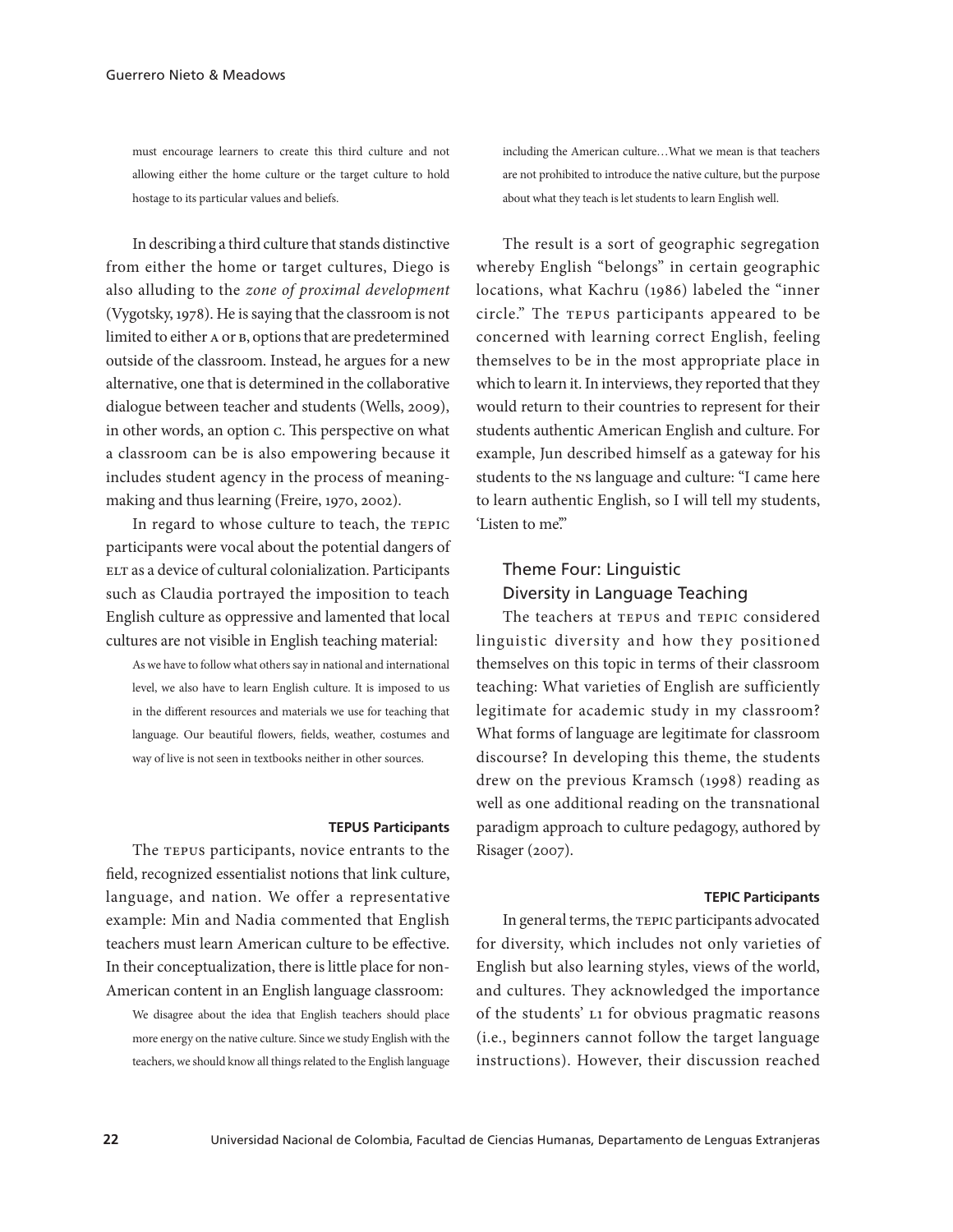> must encourage learners to create this third culture and not allowing either the home culture or the target culture to hold hostage to its particular values and beliefs.

In describing a third culture that stands distinctive from either the home or target cultures, Diego is also alluding to the *zone of proximal development* (Vygotsky, 1978). He is saying that the classroom is not limited to either A or B, options that are predetermined outside of the classroom. Instead, he argues for a new alternative, one that is determined in the collaborative dialogue between teacher and students (Wells, 2009), in other words, an option C. This perspective on what a classroom can be is also empowering because it includes student agency in the process of meaning-making and thus learning (Freire, 1970, 2002).

In regard to whose culture to teach, the TEPIC participants were vocal about the potential dangers of ELT as a device of cultural colonialization. Participants such as Claudia portrayed the imposition to teach English culture as oppressive and lamented that local cultures are not visible in English teaching material:

> As we have to follow what others say in national and international level, we also have to learn English culture. It is imposed to us in the different resources and materials we use for teaching that language. Our beautiful flowers, fields, weather, costumes and way of live is not seen in textbooks neither in other sources.

#### TEPUS Participants

The TEPUS participants, novice entrants to the field, recognized essentialist notions that link culture, language, and nation. We offer a representative example: Min and Nadia commented that English teachers must learn American culture to be effective. In their conceptualization, there is little place for non-American content in an English language classroom:

> We disagree about the idea that English teachers should place more energy on the native culture. Since we study English with the teachers, we should know all things related to the English language including the American culture…What we mean is that teachers are not prohibited to introduce the native culture, but the purpose about what they teach is let students to learn English well.

The result is a sort of geographic segregation whereby English "belongs" in certain geographic locations, what Kachru (1986) labeled the "inner circle." The TEPUS participants appeared to be concerned with learning correct English, feeling themselves to be in the most appropriate place in which to learn it. In interviews, they reported that they would return to their countries to represent for their students authentic American English and culture. For example, Jun described himself as a gateway for his students to the NS language and culture: "I came here to learn authentic English, so I will tell my students, 'Listen to me.'"

### Theme Four: Linguistic Diversity in Language Teaching

The teachers at TEPUS and TEPIC considered linguistic diversity and how they positioned themselves on this topic in terms of their classroom teaching: What varieties of English are sufficiently legitimate for academic study in my classroom? What forms of language are legitimate for classroom discourse? In developing this theme, the students drew on the previous Kramsch (1998) reading as well as one additional reading on the transnational paradigm approach to culture pedagogy, authored by Risager (2007).

#### TEPIC Participants

In general terms, the TEPIC participants advocated for diversity, which includes not only varieties of English but also learning styles, views of the world, and cultures. They acknowledged the importance of the students' L1 for obvious pragmatic reasons (i.e., beginners cannot follow the target language instructions). However, their discussion reached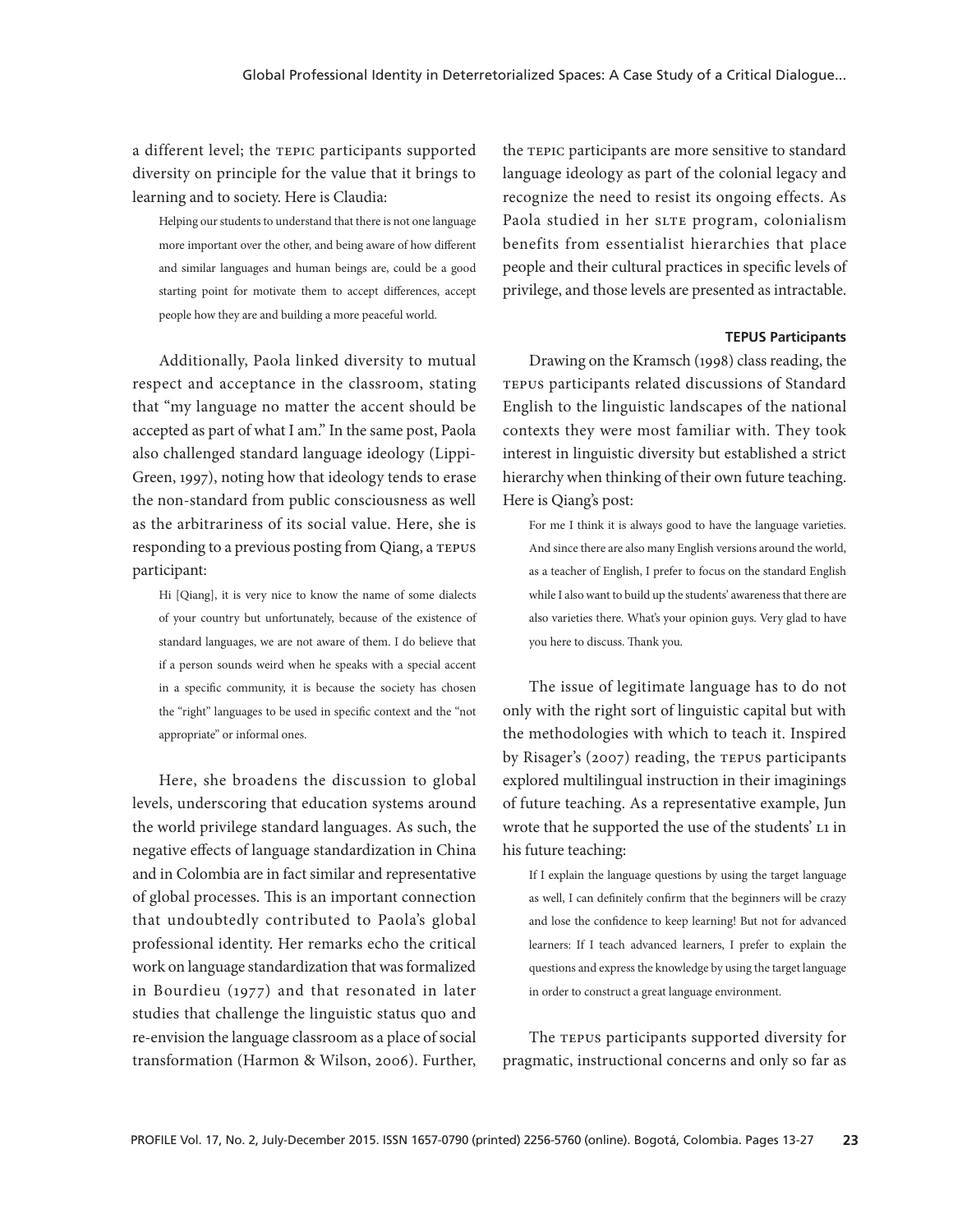a different level; the TEPIC participants supported diversity on principle for the value that it brings to learning and to society. Here is Claudia:

> Helping our students to understand that there is not one language more important over the other, and being aware of how different and similar languages and human beings are, could be a good starting point for motivate them to accept differences, accept people how they are and building a more peaceful world.

Additionally, Paola linked diversity to mutual respect and acceptance in the classroom, stating that "my language no matter the accent should be accepted as part of what I am." In the same post, Paola also challenged standard language ideology (Lippi-Green, 1997), noting how that ideology tends to erase the non-standard from public consciousness as well as the arbitrariness of its social value. Here, she is responding to a previous posting from Qiang, a TEPUS participant:

> Hi [Qiang], it is very nice to know the name of some dialects of your country but unfortunately, because of the existence of standard languages, we are not aware of them. I do believe that if a person sounds weird when he speaks with a special accent in a specific community, it is because the society has chosen the "right" languages to be used in specific context and the "not appropriate" or informal ones.

Here, she broadens the discussion to global levels, underscoring that education systems around the world privilege standard languages. As such, the negative effects of language standardization in China and in Colombia are in fact similar and representative of global processes. This is an important connection that undoubtedly contributed to Paola's global professional identity. Her remarks echo the critical work on language standardization that was formalized in Bourdieu (1977) and that resonated in later studies that challenge the linguistic status quo and re-envision the language classroom as a place of social transformation (Harmon & Wilson, 2006). Further, the TEPIC participants are more sensitive to standard language ideology as part of the colonial legacy and recognize the need to resist its ongoing effects. As Paola studied in her SLTE program, colonialism benefits from essentialist hierarchies that place people and their cultural practices in specific levels of privilege, and those levels are presented as intractable.

#### TEPUS Participants

Drawing on the Kramsch (1998) class reading, the TEPUS participants related discussions of Standard English to the linguistic landscapes of the national contexts they were most familiar with. They took interest in linguistic diversity but established a strict hierarchy when thinking of their own future teaching. Here is Qiang's post:

> For me I think it is always good to have the language varieties. And since there are also many English versions around the world, as a teacher of English, I prefer to focus on the standard English while I also want to build up the students' awareness that there are also varieties there. What's your opinion guys. Very glad to have you here to discuss. Thank you.

The issue of legitimate language has to do not only with the right sort of linguistic capital but with the methodologies with which to teach it. Inspired by Risager's (2007) reading, the TEPUS participants explored multilingual instruction in their imaginings of future teaching. As a representative example, Jun wrote that he supported the use of the students' L1 in his future teaching:

> If I explain the language questions by using the target language as well, I can definitely confirm that the beginners will be crazy and lose the confidence to keep learning! But not for advanced learners: If I teach advanced learners, I prefer to explain the questions and express the knowledge by using the target language in order to construct a great language environment.

The TEPUS participants supported diversity for pragmatic, instructional concerns and only so far as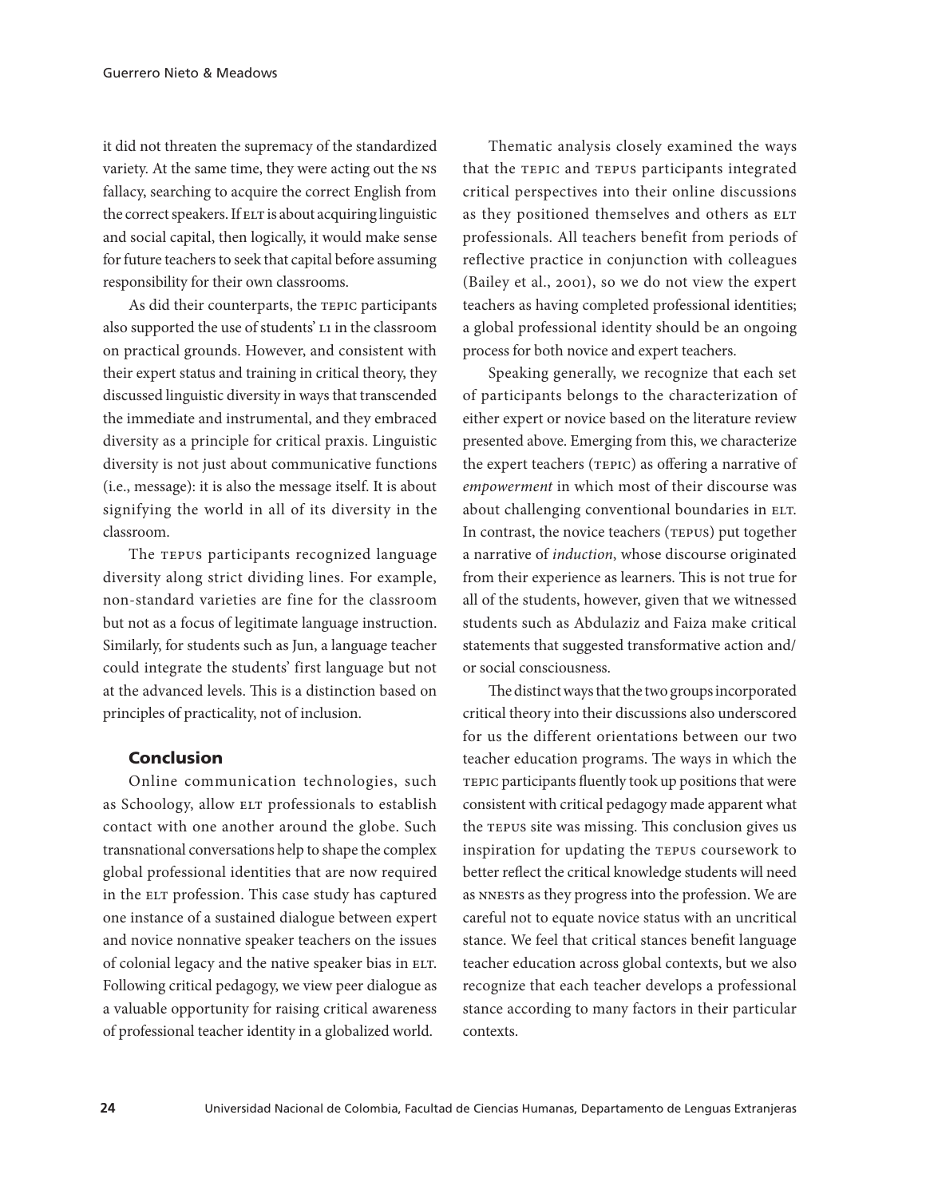it did not threaten the supremacy of the standardized variety. At the same time, they were acting out the NS fallacy, searching to acquire the correct English from the correct speakers. If ELT is about acquiring linguistic and social capital, then logically, it would make sense for future teachers to seek that capital before assuming responsibility for their own classrooms.

As did their counterparts, the TEPIC participants also supported the use of students' L1 in the classroom on practical grounds. However, and consistent with their expert status and training in critical theory, they discussed linguistic diversity in ways that transcended the immediate and instrumental, and they embraced diversity as a principle for critical praxis. Linguistic diversity is not just about communicative functions (i.e., message): it is also the message itself. It is about signifying the world in all of its diversity in the classroom.

The TEPUS participants recognized language diversity along strict dividing lines. For example, non-standard varieties are fine for the classroom but not as a focus of legitimate language instruction. Similarly, for students such as Jun, a language teacher could integrate the students' first language but not at the advanced levels. This is a distinction based on principles of practicality, not of inclusion.

## Conclusion

Online communication technologies, such as Schoology, allow ELT professionals to establish contact with one another around the globe. Such transnational conversations help to shape the complex global professional identities that are now required in the ELT profession. This case study has captured one instance of a sustained dialogue between expert and novice nonnative speaker teachers on the issues of colonial legacy and the native speaker bias in ELT. Following critical pedagogy, we view peer dialogue as a valuable opportunity for raising critical awareness of professional teacher identity in a globalized world.

Thematic analysis closely examined the ways that the TEPIC and TEPUS participants integrated critical perspectives into their online discussions as they positioned themselves and others as ELT professionals. All teachers benefit from periods of reflective practice in conjunction with colleagues (Bailey et al., 2001), so we do not view the expert teachers as having completed professional identities; a global professional identity should be an ongoing process for both novice and expert teachers.

Speaking generally, we recognize that each set of participants belongs to the characterization of either expert or novice based on the literature review presented above. Emerging from this, we characterize the expert teachers (TEPIC) as offering a narrative of *empowerment* in which most of their discourse was about challenging conventional boundaries in ELT. In contrast, the novice teachers (TEPUS) put together a narrative of *induction*, whose discourse originated from their experience as learners. This is not true for all of the students, however, given that we witnessed students such as Abdulaziz and Faiza make critical statements that suggested transformative action and/or social consciousness.

The distinct ways that the two groups incorporated critical theory into their discussions also underscored for us the different orientations between our two teacher education programs. The ways in which the TEPIC participants fluently took up positions that were consistent with critical pedagogy made apparent what the TEPUS site was missing. This conclusion gives us inspiration for updating the TEPUS coursework to better reflect the critical knowledge students will need as NNESTs as they progress into the profession. We are careful not to equate novice status with an uncritical stance. We feel that critical stances benefit language teacher education across global contexts, but we also recognize that each teacher develops a professional stance according to many factors in their particular contexts.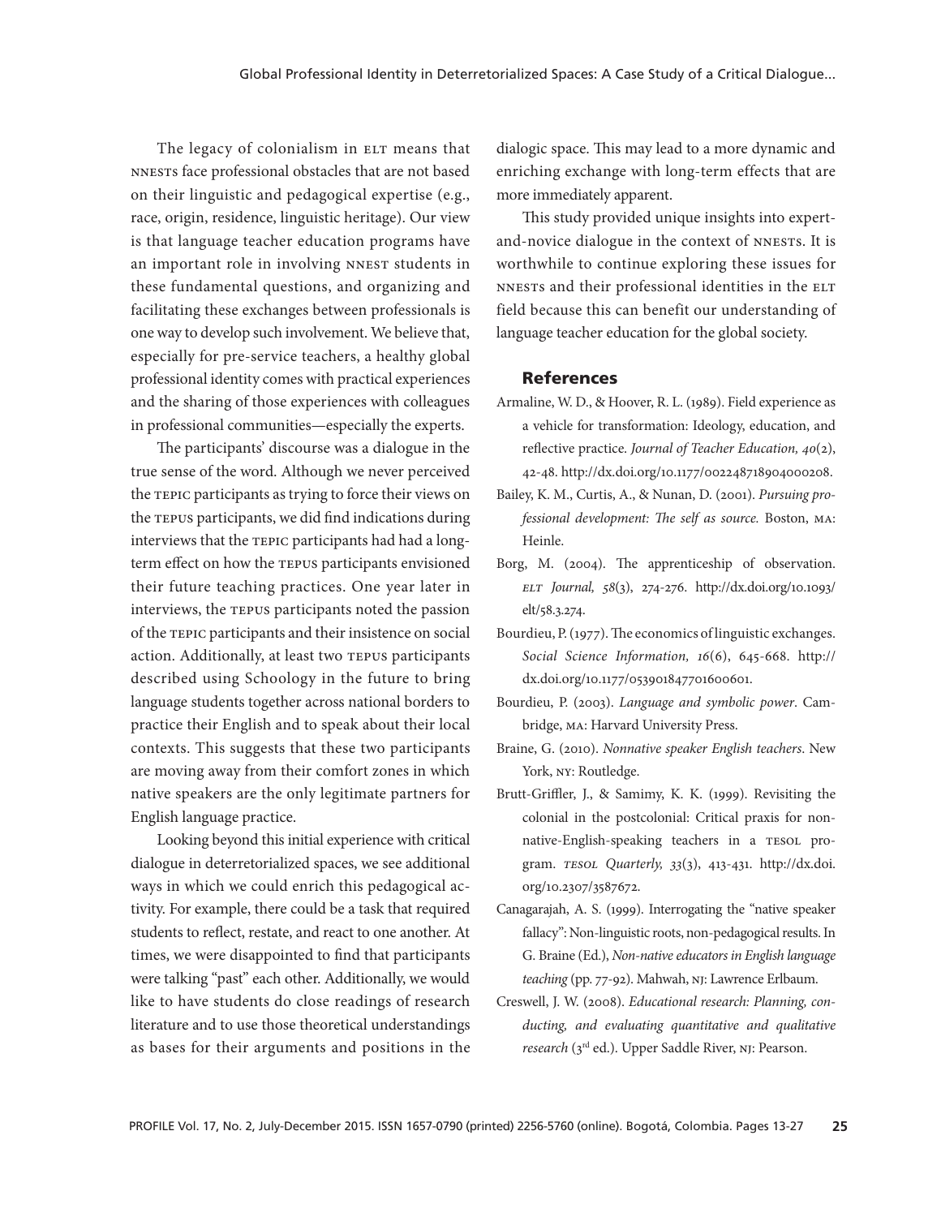The legacy of colonialism in ELT means that NNESTs face professional obstacles that are not based on their linguistic and pedagogical expertise (e.g., race, origin, residence, linguistic heritage). Our view is that language teacher education programs have an important role in involving NNEST students in these fundamental questions, and organizing and facilitating these exchanges between professionals is one way to develop such involvement. We believe that, especially for pre-service teachers, a healthy global professional identity comes with practical experiences and the sharing of those experiences with colleagues in professional communities—especially the experts.

The participants' discourse was a dialogue in the true sense of the word. Although we never perceived the TEPIC participants as trying to force their views on the TEPUS participants, we did find indications during interviews that the TEPIC participants had had a long-term effect on how the TEPUS participants envisioned their future teaching practices. One year later in interviews, the TEPUS participants noted the passion of the TEPIC participants and their insistence on social action. Additionally, at least two TEPUS participants described using Schoology in the future to bring language students together across national borders to practice their English and to speak about their local contexts. This suggests that these two participants are moving away from their comfort zones in which native speakers are the only legitimate partners for English language practice.

Looking beyond this initial experience with critical dialogue in deterretorialized spaces, we see additional ways in which we could enrich this pedagogical activity. For example, there could be a task that required students to reflect, restate, and react to one another. At times, we were disappointed to find that participants were talking "past" each other. Additionally, we would like to have students do close readings of research literature and to use those theoretical understandings as bases for their arguments and positions in the dialogic space. This may lead to a more dynamic and enriching exchange with long-term effects that are more immediately apparent.

This study provided unique insights into expert-and-novice dialogue in the context of NNESTs. It is worthwhile to continue exploring these issues for NNESTs and their professional identities in the ELT field because this can benefit our understanding of language teacher education for the global society.

## References

Armaline, W. D., & Hoover, R. L. (1989). Field experience as a vehicle for transformation: Ideology, education, and reflective practice. *Journal of Teacher Education, 40*(2), 42-48. http://dx.doi.org/10.1177/002248718904000208.

Bailey, K. M., Curtis, A., & Nunan, D. (2001). *Pursuing professional development: The self as source.* Boston, MA: Heinle.

Borg, M. (2004). The apprenticeship of observation. *ELT Journal, 58*(3), 274-276. http://dx.doi.org/10.1093/elt/58.3.274.

Bourdieu, P. (1977). The economics of linguistic exchanges. *Social Science Information, 16*(6), 645-668. http://dx.doi.org/10.1177/053901847701600601.

Bourdieu, P. (2003). *Language and symbolic power*. Cambridge, MA: Harvard University Press.

Braine, G. (2010). *Nonnative speaker English teachers*. New York, NY: Routledge.

Brutt-Griffler, J., & Samimy, K. K. (1999). Revisiting the colonial in the postcolonial: Critical praxis for non-native-English-speaking teachers in a TESOL program. *TESOL Quarterly, 33*(3), 413-431. http://dx.doi.org/10.2307/3587672.

Canagarajah, A. S. (1999). Interrogating the "native speaker fallacy": Non-linguistic roots, non-pedagogical results. In G. Braine (Ed.), *Non-native educators in English language teaching* (pp. 77-92). Mahwah, NJ: Lawrence Erlbaum.

Creswell, J. W. (2008). *Educational research: Planning, conducting, and evaluating quantitative and qualitative research* (3rd ed.). Upper Saddle River, NJ: Pearson.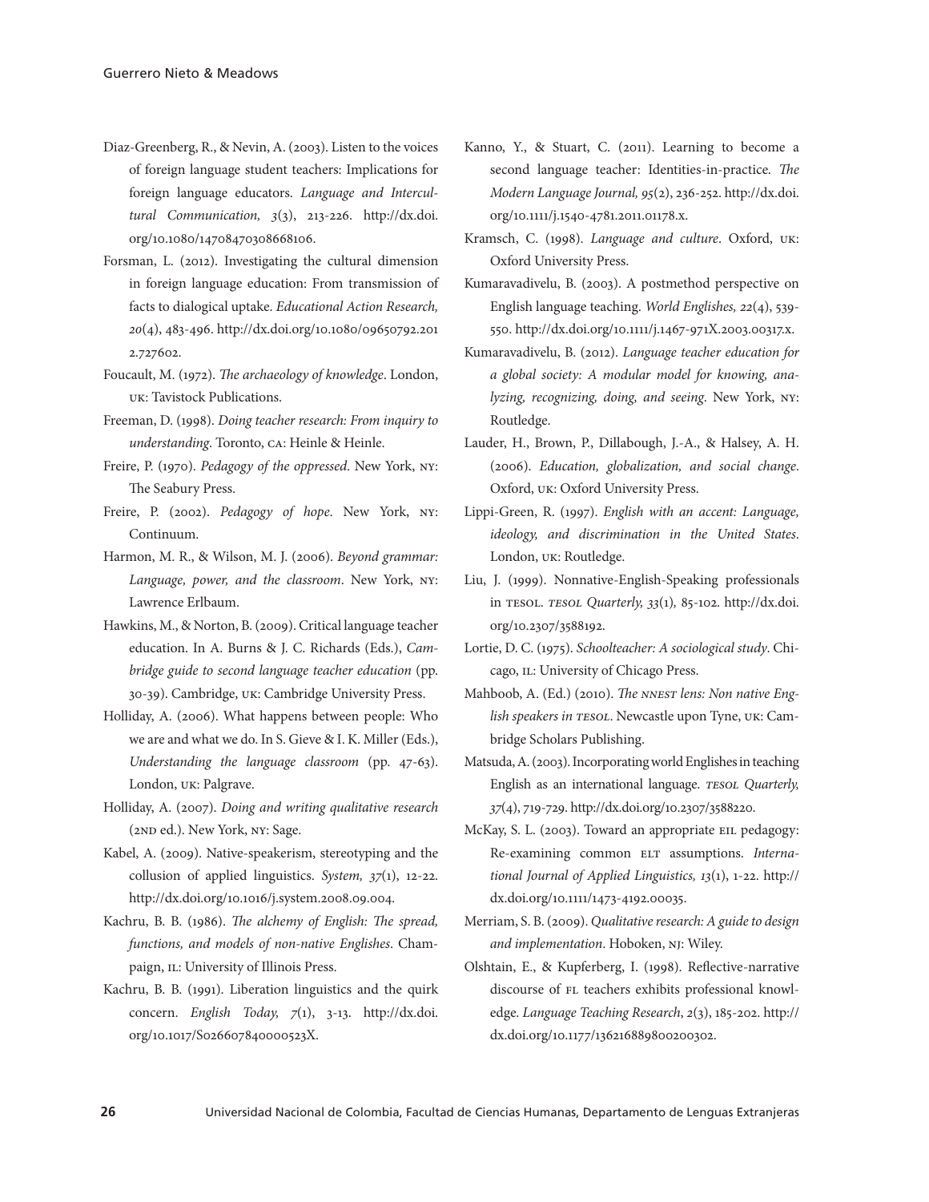Diaz-Greenberg, R., & Nevin, A. (2003). Listen to the voices of foreign language student teachers: Implications for foreign language educators. *Language and Intercultural Communication, 3*(3), 213-226. http://dx.doi.org/10.1080/14708470308668106.

Forsman, L. (2012). Investigating the cultural dimension in foreign language education: From transmission of facts to dialogical uptake. *Educational Action Research, 20*(4), 483-496. http://dx.doi.org/10.1080/09650792.2012.727602.

Foucault, M. (1972). *The archaeology of knowledge*. London, UK: Tavistock Publications.

Freeman, D. (1998). *Doing teacher research: From inquiry to understanding*. Toronto, CA: Heinle & Heinle.

Freire, P. (1970). *Pedagogy of the oppressed*. New York, NY: The Seabury Press.

Freire, P. (2002). *Pedagogy of hope*. New York, NY: Continuum.

Harmon, M. R., & Wilson, M. J. (2006). *Beyond grammar: Language, power, and the classroom*. New York, NY: Lawrence Erlbaum.

Hawkins, M., & Norton, B. (2009). Critical language teacher education. In A. Burns & J. C. Richards (Eds.), *Cambridge guide to second language teacher education* (pp. 30-39). Cambridge, UK: Cambridge University Press.

Holliday, A. (2006). What happens between people: Who we are and what we do. In S. Gieve & I. K. Miller (Eds.), *Understanding the language classroom* (pp. 47-63). London, UK: Palgrave.

Holliday, A. (2007). *Doing and writing qualitative research* (2nd ed.). New York, NY: Sage.

Kabel, A. (2009). Native-speakerism, stereotyping and the collusion of applied linguistics. *System, 37*(1), 12-22. http://dx.doi.org/10.1016/j.system.2008.09.004.

Kachru, B. B. (1986). *The alchemy of English: The spread, functions, and models of non-native Englishes*. Champaign, IL: University of Illinois Press.

Kachru, B. B. (1991). Liberation linguistics and the quirk concern. *English Today, 7*(1), 3-13. http://dx.doi.org/10.1017/S026607840000523X.

Kanno, Y., & Stuart, C. (2011). Learning to become a second language teacher: Identities-in-practice. *The Modern Language Journal, 95*(2), 236-252. http://dx.doi.org/10.1111/j.1540-4781.2011.01178.x.

Kramsch, C. (1998). *Language and culture*. Oxford, UK: Oxford University Press.

Kumaravadivelu, B. (2003). A postmethod perspective on English language teaching. *World Englishes, 22*(4), 539-550. http://dx.doi.org/10.1111/j.1467-971X.2003.00317.x.

Kumaravadivelu, B. (2012). *Language teacher education for a global society: A modular model for knowing, analyzing, recognizing, doing, and seeing*. New York, NY: Routledge.

Lauder, H., Brown, P., Dillabough, J.-A., & Halsey, A. H. (2006). *Education, globalization, and social change*. Oxford, UK: Oxford University Press.

Lippi-Green, R. (1997). *English with an accent: Language, ideology, and discrimination in the United States*. London, UK: Routledge.

Liu, J. (1999). Nonnative-English-Speaking professionals in TESOL. *TESOL Quarterly, 33*(1), 85-102. http://dx.doi.org/10.2307/3588192.

Lortie, D. C. (1975). *Schoolteacher: A sociological study*. Chicago, IL: University of Chicago Press.

Mahboob, A. (Ed.) (2010). *The NNEST lens: Non native English speakers in TESOL*. Newcastle upon Tyne, UK: Cambridge Scholars Publishing.

Matsuda, A. (2003). Incorporating world Englishes in teaching English as an international language. *TESOL Quarterly, 37*(4), 719-729. http://dx.doi.org/10.2307/3588220.

McKay, S. L. (2003). Toward an appropriate EIL pedagogy: Re-examining common ELT assumptions. *International Journal of Applied Linguistics, 13*(1), 1-22. http://dx.doi.org/10.1111/1473-4192.00035.

Merriam, S. B. (2009). *Qualitative research: A guide to design and implementation*. Hoboken, NJ: Wiley.

Olshtain, E., & Kupferberg, I. (1998). Reflective-narrative discourse of FL teachers exhibits professional knowledge. *Language Teaching Research*, *2*(3), 185-202. http://dx.doi.org/10.1177/136216889800200302.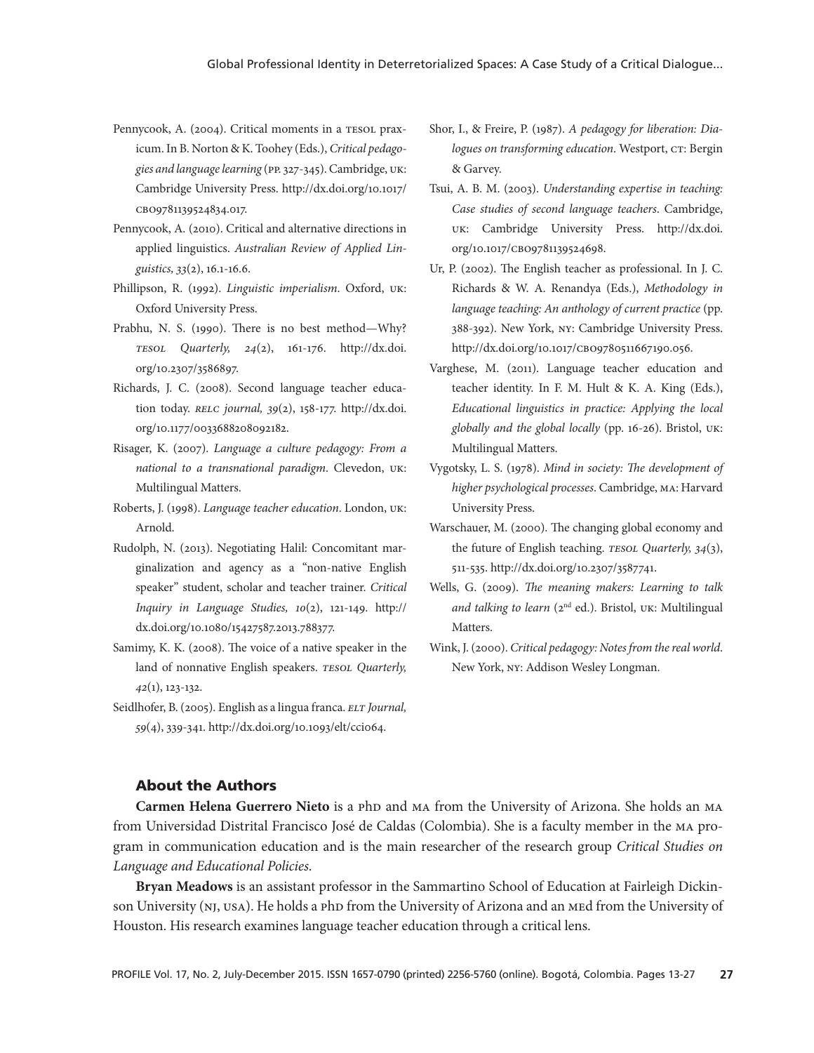Pennycook, A. (2004). Critical moments in a TESOL praxicum. In B. Norton & K. Toohey (Eds.), *Critical pedagogies and language learning* (pp. 327-345). Cambridge, UK: Cambridge University Press. http://dx.doi.org/10.1017/CBO9781139524834.017.

Pennycook, A. (2010). Critical and alternative directions in applied linguistics. *Australian Review of Applied Linguistics, 33*(2), 16.1-16.6.

Phillipson, R. (1992). *Linguistic imperialism*. Oxford, UK: Oxford University Press.

Prabhu, N. S. (1990). There is no best method—Why? *TESOL Quarterly, 24*(2), 161-176. http://dx.doi.org/10.2307/3586897.

Richards, J. C. (2008). Second language teacher education today. *RELC journal, 39*(2), 158-177. http://dx.doi.org/10.1177/0033688208092182.

Risager, K. (2007). *Language a culture pedagogy: From a national to a transnational paradigm*. Clevedon, UK: Multilingual Matters.

Roberts, J. (1998). *Language teacher education*. London, UK: Arnold.

Rudolph, N. (2013). Negotiating Halil: Concomitant marginalization and agency as a "non-native English speaker" student, scholar and teacher trainer. *Critical Inquiry in Language Studies, 10*(2), 121-149. http://dx.doi.org/10.1080/15427587.2013.788377.

Samimy, K. K. (2008). The voice of a native speaker in the land of nonnative English speakers. *TESOL Quarterly, 42*(1), 123-132.

Seidlhofer, B. (2005). English as a lingua franca. *ELT Journal, 59*(4), 339-341. http://dx.doi.org/10.1093/elt/cci064.

Shor, I., & Freire, P. (1987). *A pedagogy for liberation: Dialogues on transforming education*. Westport, CT: Bergin & Garvey.

Tsui, A. B. M. (2003). *Understanding expertise in teaching: Case studies of second language teachers*. Cambridge, UK: Cambridge University Press. http://dx.doi.org/10.1017/CBO9781139524698.

Ur, P. (2002). The English teacher as professional. In J. C. Richards & W. A. Renandya (Eds.), *Methodology in language teaching: An anthology of current practice* (pp. 388-392). New York, NY: Cambridge University Press. http://dx.doi.org/10.1017/CBO9780511667190.056.

Varghese, M. (2011). Language teacher education and teacher identity. In F. M. Hult & K. A. King (Eds.), *Educational linguistics in practice: Applying the local globally and the global locally* (pp. 16-26). Bristol, UK: Multilingual Matters.

Vygotsky, L. S. (1978). *Mind in society: The development of higher psychological processes*. Cambridge, MA: Harvard University Press.

Warschauer, M. (2000). The changing global economy and the future of English teaching. *TESOL Quarterly, 34*(3), 511-535. http://dx.doi.org/10.2307/3587741.

Wells, G. (2009). *The meaning makers: Learning to talk and talking to learn* (2nd ed.). Bristol, UK: Multilingual Matters.

Wink, J. (2000). *Critical pedagogy: Notes from the real world*. New York, NY: Addison Wesley Longman.

## About the Authors

**Carmen Helena Guerrero Nieto** is a PhD and MA from the University of Arizona. She holds an MA from Universidad Distrital Francisco José de Caldas (Colombia). She is a faculty member in the MA program in communication education and is the main researcher of the research group *Critical Studies on Language and Educational Policies*.

**Bryan Meadows** is an assistant professor in the Sammartino School of Education at Fairleigh Dickinson University (NJ, USA). He holds a PhD from the University of Arizona and an MEd from the University of Houston. His research examines language teacher education through a critical lens.